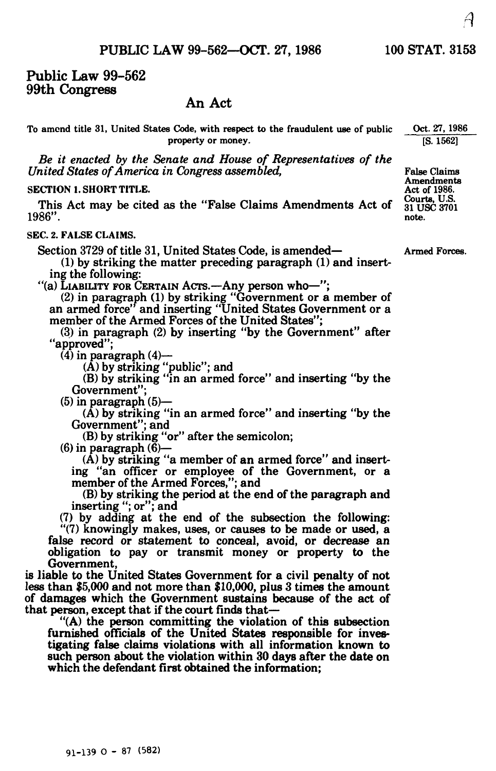# Public Law 99-562
## 99th Congress

## An Act

To amend title 31, United States Code, with respect to the fraudulent use of public property or money.

Oct. 27, 1986
[S. 1562]

*Be it enacted by the Senate and House of Representatives of the United States of America in Congress assembled,*

False Claims Amendments Act of 1986. Courts, U.S. 31 USC 3701 note.

**SECTION 1. SHORT TITLE.**

This Act may be cited as the "False Claims Amendments Act of 1986".

**SEC. 2. FALSE CLAIMS.**

Armed Forces.

Section 3729 of title 31, United States Code, is amended—

(1) by striking the matter preceding paragraph (1) and inserting the following:

"(a) LIABILITY FOR CERTAIN ACTS.—Any person who—";

(2) in paragraph (1) by striking "Government or a member of an armed force" and inserting "United States Government or a member of the Armed Forces of the United States";

(3) in paragraph (2) by inserting "by the Government" after "approved";

(4) in paragraph (4)—

(A) by striking "public"; and

(B) by striking "in an armed force" and inserting "by the Government";

(5) in paragraph (5)—

(A) by striking "in an armed force" and inserting "by the Government"; and

(B) by striking "or" after the semicolon;

(6) in paragraph (6)—

(A) by striking "a member of an armed force" and inserting "an officer or employee of the Government, or a member of the Armed Forces,"; and

(B) by striking the period at the end of the paragraph and inserting "; or"; and

(7) by adding at the end of the subsection the following:

"(7) knowingly makes, uses, or causes to be made or used, a false record or statement to conceal, avoid, or decrease an obligation to pay or transmit money or property to the Government,

is liable to the United States Government for a civil penalty of not less than $5,000 and not more than $10,000, plus 3 times the amount of damages which the Government sustains because of the act of that person, except that if the court finds that—

"(A) the person committing the violation of this subsection furnished officials of the United States responsible for investigating false claims violations with all information known to such person about the violation within 30 days after the date on which the defendant first obtained the information;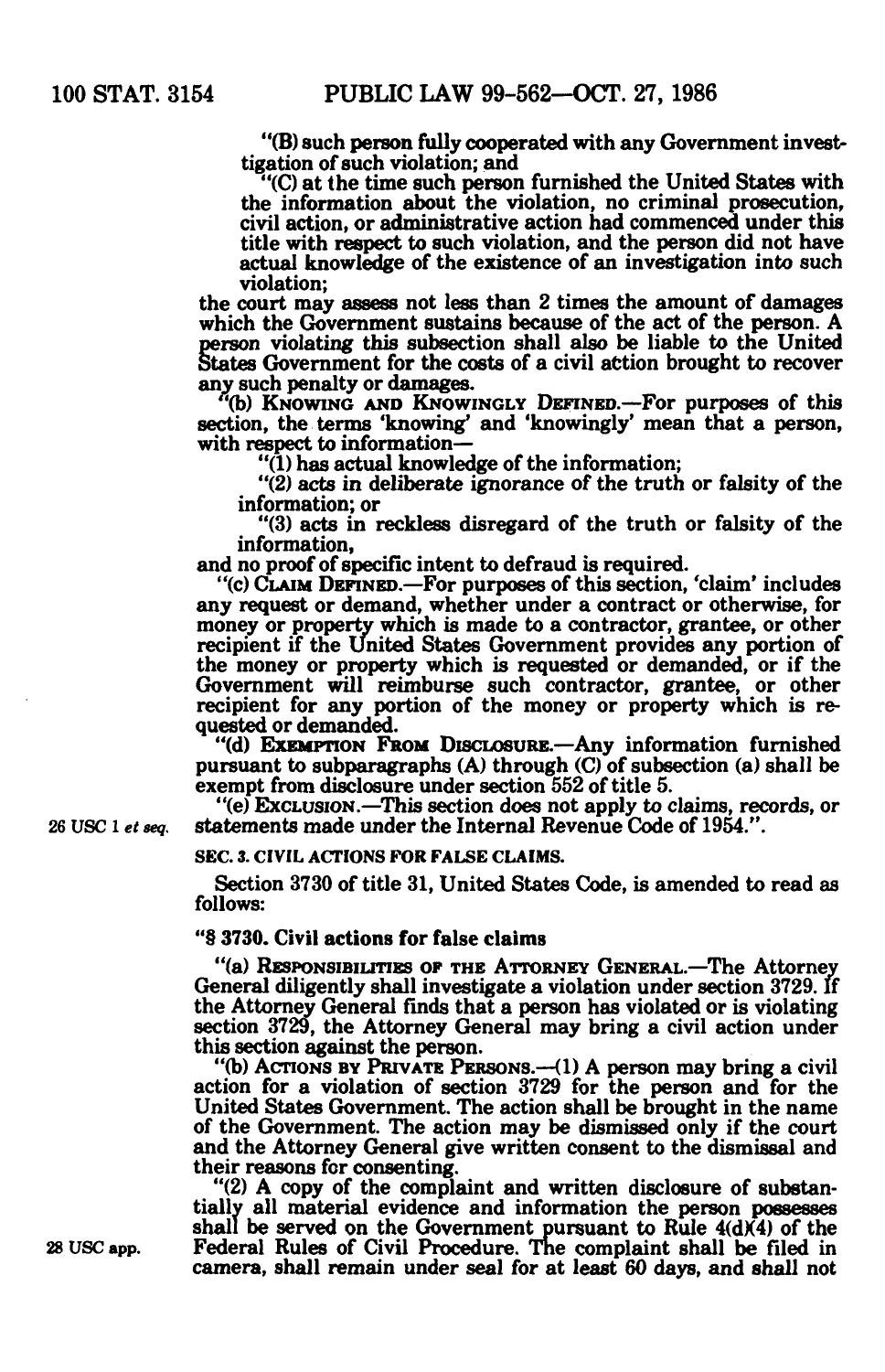"(B) such person fully cooperated with any Government investigation of such violation; and

"(C) at the time such person furnished the United States with the information about the violation, no criminal prosecution, civil action, or administrative action had commenced under this title with respect to such violation, and the person did not have actual knowledge of the existence of an investigation into such violation;

the court may assess not less than 2 times the amount of damages which the Government sustains because of the act of the person. A person violating this subsection shall also be liable to the United States Government for the costs of a civil action brought to recover any such penalty or damages.

"(b) KNOWING AND KNOWINGLY DEFINED.—For purposes of this section, the terms 'knowing' and 'knowingly' mean that a person, with respect to information—

"(1) has actual knowledge of the information;

"(2) acts in deliberate ignorance of the truth or falsity of the information; or

"(3) acts in reckless disregard of the truth or falsity of the information,

and no proof of specific intent to defraud is required.

"(c) CLAIM DEFINED.—For purposes of this section, 'claim' includes any request or demand, whether under a contract or otherwise, for money or property which is made to a contractor, grantee, or other recipient if the United States Government provides any portion of the money or property which is requested or demanded, or if the Government will reimburse such contractor, grantee, or other recipient for any portion of the money or property which is requested or demanded.

"(d) EXEMPTION FROM DISCLOSURE.—Any information furnished pursuant to subparagraphs (A) through (C) of subsection (a) shall be exempt from disclosure under section 552 of title 5.

"(e) EXCLUSION.—This section does not apply to claims, records, or statements made under the Internal Revenue Code of 1954.".

26 USC 1 *et seq.*

**SEC. 3. CIVIL ACTIONS FOR FALSE CLAIMS.**

Section 3730 of title 31, United States Code, is amended to read as follows:

**"§ 3730. Civil actions for false claims**

"(a) RESPONSIBILITIES OF THE ATTORNEY GENERAL.—The Attorney General diligently shall investigate a violation under section 3729. If the Attorney General finds that a person has violated or is violating section 3729, the Attorney General may bring a civil action under this section against the person.

"(b) ACTIONS BY PRIVATE PERSONS.—(1) A person may bring a civil action for a violation of section 3729 for the person and for the United States Government. The action shall be brought in the name of the Government. The action may be dismissed only if the court and the Attorney General give written consent to the dismissal and their reasons for consenting.

"(2) A copy of the complaint and written disclosure of substantially all material evidence and information the person possesses shall be served on the Government pursuant to Rule 4(d)(4) of the Federal Rules of Civil Procedure. The complaint shall be filed in camera, shall remain under seal for at least 60 days, and shall not

28 USC app.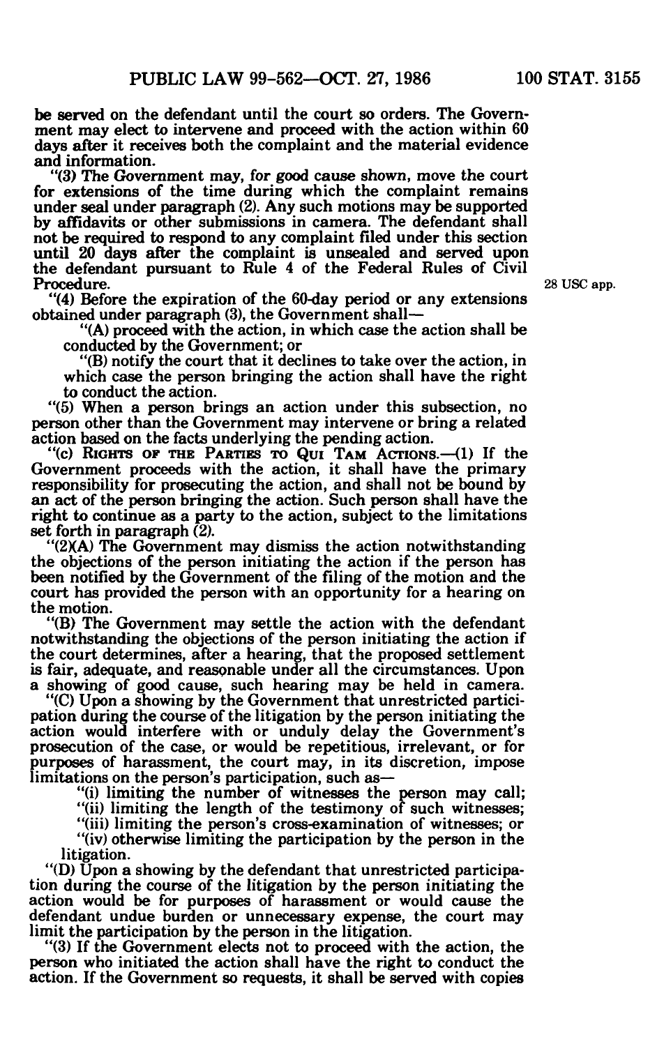be served on the defendant until the court so orders. The Government may elect to intervene and proceed with the action within 60 days after it receives both the complaint and the material evidence and information.

"(3) The Government may, for good cause shown, move the court for extensions of the time during which the complaint remains under seal under paragraph (2). Any such motions may be supported by affidavits or other submissions in camera. The defendant shall not be required to respond to any complaint filed under this section until 20 days after the complaint is unsealed and served upon the defendant pursuant to Rule 4 of the Federal Rules of Civil Procedure.

28 USC app.

"(4) Before the expiration of the 60-day period or any extensions obtained under paragraph (3), the Government shall—

"(A) proceed with the action, in which case the action shall be conducted by the Government; or

"(B) notify the court that it declines to take over the action, in which case the person bringing the action shall have the right to conduct the action.

"(5) When a person brings an action under this subsection, no person other than the Government may intervene or bring a related action based on the facts underlying the pending action.

"(c) RIGHTS OF THE PARTIES TO QUI TAM ACTIONS.—(1) If the Government proceeds with the action, it shall have the primary responsibility for prosecuting the action, and shall not be bound by an act of the person bringing the action. Such person shall have the right to continue as a party to the action, subject to the limitations set forth in paragraph (2).

"(2)(A) The Government may dismiss the action notwithstanding the objections of the person initiating the action if the person has been notified by the Government of the filing of the motion and the court has provided the person with an opportunity for a hearing on the motion.

"(B) The Government may settle the action with the defendant notwithstanding the objections of the person initiating the action if the court determines, after a hearing, that the proposed settlement is fair, adequate, and reasonable under all the circumstances. Upon a showing of good cause, such hearing may be held in camera.

"(C) Upon a showing by the Government that unrestricted participation during the course of the litigation by the person initiating the action would interfere with or unduly delay the Government's prosecution of the case, or would be repetitious, irrelevant, or for purposes of harassment, the court may, in its discretion, impose limitations on the person's participation, such as—

"(i) limiting the number of witnesses the person may call;

"(ii) limiting the length of the testimony of such witnesses;

"(iii) limiting the person's cross-examination of witnesses; or

"(iv) otherwise limiting the participation by the person in the litigation.

"(D) Upon a showing by the defendant that unrestricted participation during the course of the litigation by the person initiating the action would be for purposes of harassment or would cause the defendant undue burden or unnecessary expense, the court may limit the participation by the person in the litigation.

"(3) If the Government elects not to proceed with the action, the person who initiated the action shall have the right to conduct the action. If the Government so requests, it shall be served with copies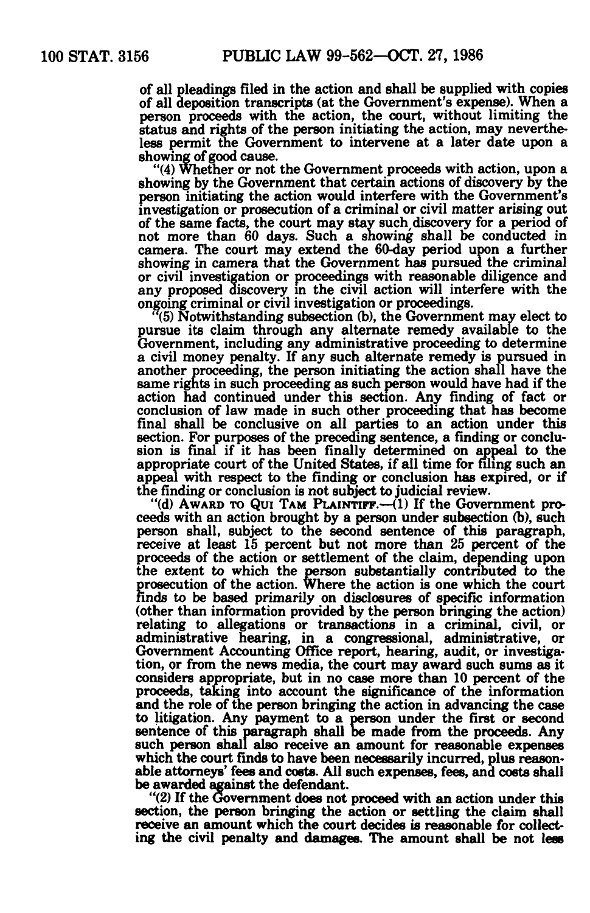of all pleadings filed in the action and shall be supplied with copies of all deposition transcripts (at the Government's expense). When a person proceeds with the action, the court, without limiting the status and rights of the person initiating the action, may nevertheless permit the Government to intervene at a later date upon a showing of good cause.

"(4) Whether or not the Government proceeds with action, upon a showing by the Government that certain actions of discovery by the person initiating the action would interfere with the Government's investigation or prosecution of a criminal or civil matter arising out of the same facts, the court may stay such discovery for a period of not more than 60 days. Such a showing shall be conducted in camera. The court may extend the 60-day period upon a further showing in camera that the Government has pursued the criminal or civil investigation or proceedings with reasonable diligence and any proposed discovery in the civil action will interfere with the ongoing criminal or civil investigation or proceedings.

"(5) Notwithstanding subsection (b), the Government may elect to pursue its claim through any alternate remedy available to the Government, including any administrative proceeding to determine a civil money penalty. If any such alternate remedy is pursued in another proceeding, the person initiating the action shall have the same rights in such proceeding as such person would have had if the action had continued under this section. Any finding of fact or conclusion of law made in such other proceeding that has become final shall be conclusive on all parties to an action under this section. For purposes of the preceding sentence, a finding or conclusion is final if it has been finally determined on appeal to the appropriate court of the United States, if all time for filing such an appeal with respect to the finding or conclusion has expired, or if the finding or conclusion is not subject to judicial review.

"(d) AWARD TO QUI TAM PLAINTIFF.—(1) If the Government proceeds with an action brought by a person under subsection (b), such person shall, subject to the second sentence of this paragraph, receive at least 15 percent but not more than 25 percent of the proceeds of the action or settlement of the claim, depending upon the extent to which the person substantially contributed to the prosecution of the action. Where the action is one which the court finds to be based primarily on disclosures of specific information (other than information provided by the person bringing the action) relating to allegations or transactions in a criminal, civil, or administrative hearing, in a congressional, administrative, or Government Accounting Office report, hearing, audit, or investigation, or from the news media, the court may award such sums as it considers appropriate, but in no case more than 10 percent of the proceeds, taking into account the significance of the information and the role of the person bringing the action in advancing the case to litigation. Any payment to a person under the first or second sentence of this paragraph shall be made from the proceeds. Any such person shall also receive an amount for reasonable expenses which the court finds to have been necessarily incurred, plus reasonable attorneys' fees and costs. All such expenses, fees, and costs shall be awarded against the defendant.

"(2) If the Government does not proceed with an action under this section, the person bringing the action or settling the claim shall receive an amount which the court decides is reasonable for collecting the civil penalty and damages. The amount shall be not less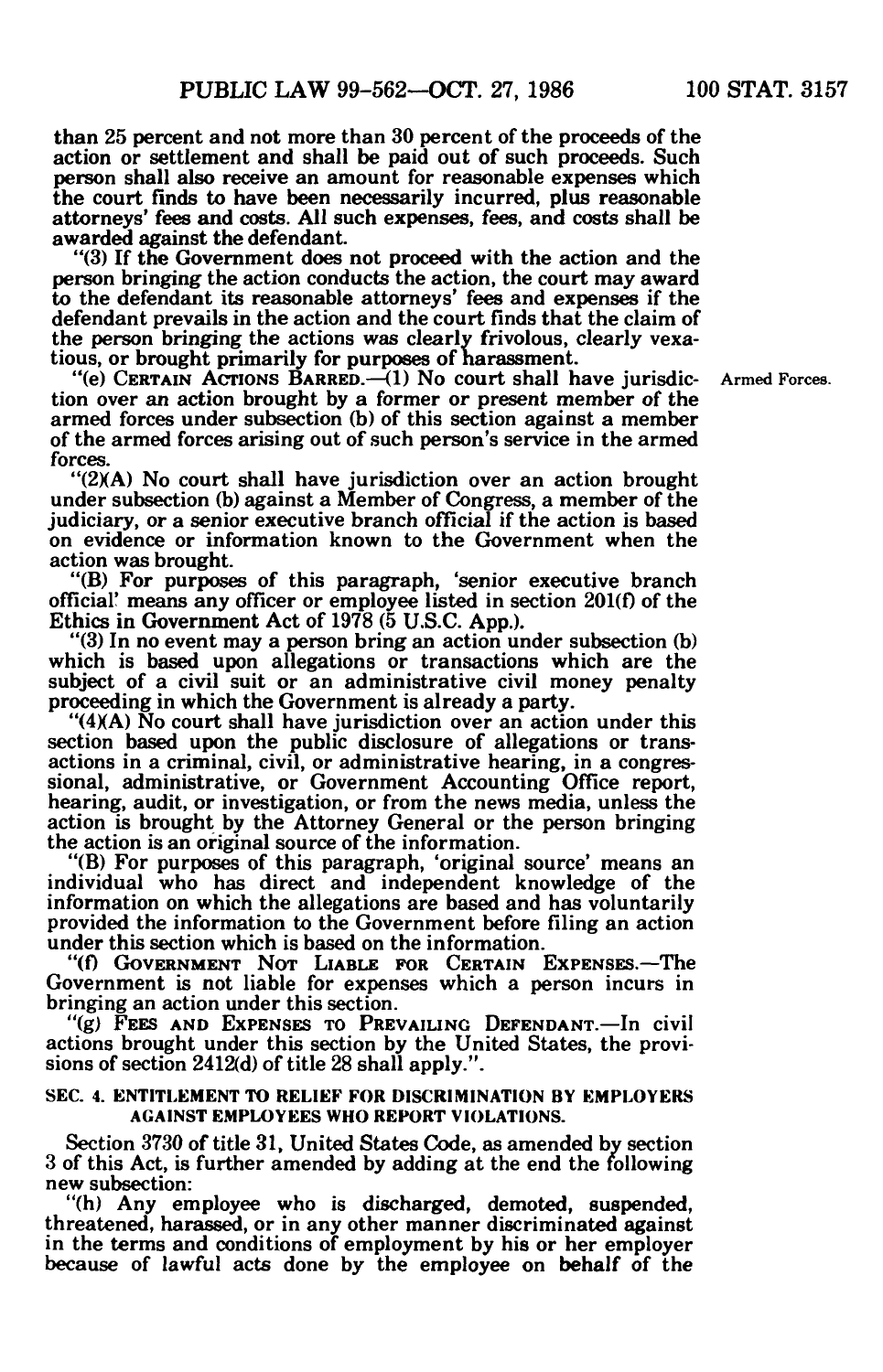than 25 percent and not more than 30 percent of the proceeds of the action or settlement and shall be paid out of such proceeds. Such person shall also receive an amount for reasonable expenses which the court finds to have been necessarily incurred, plus reasonable attorneys' fees and costs. All such expenses, fees, and costs shall be awarded against the defendant.

"(3) If the Government does not proceed with the action and the person bringing the action conducts the action, the court may award to the defendant its reasonable attorneys' fees and expenses if the defendant prevails in the action and the court finds that the claim of the person bringing the actions was clearly frivolous, clearly vexatious, or brought primarily for purposes of harassment.

"(e) CERTAIN ACTIONS BARRED.—(1) No court shall have jurisdiction over an action brought by a former or present member of the armed forces under subsection (b) of this section against a member of the armed forces arising out of such person's service in the armed forces.

Armed Forces.

"(2)(A) No court shall have jurisdiction over an action brought under subsection (b) against a Member of Congress, a member of the judiciary, or a senior executive branch official if the action is based on evidence or information known to the Government when the action was brought.

"(B) For purposes of this paragraph, 'senior executive branch official' means any officer or employee listed in section 201(f) of the Ethics in Government Act of 1978 (5 U.S.C. App.).

"(3) In no event may a person bring an action under subsection (b) which is based upon allegations or transactions which are the subject of a civil suit or an administrative civil money penalty proceeding in which the Government is already a party.

"(4)(A) No court shall have jurisdiction over an action under this section based upon the public disclosure of allegations or transactions in a criminal, civil, or administrative hearing, in a congressional, administrative, or Government Accounting Office report, hearing, audit, or investigation, or from the news media, unless the action is brought by the Attorney General or the person bringing the action is an original source of the information.

"(B) For purposes of this paragraph, 'original source' means an individual who has direct and independent knowledge of the information on which the allegations are based and has voluntarily provided the information to the Government before filing an action under this section which is based on the information.

"(f) GOVERNMENT NOT LIABLE FOR CERTAIN EXPENSES.—The Government is not liable for expenses which a person incurs in bringing an action under this section.

"(g) FEES AND EXPENSES TO PREVAILING DEFENDANT.—In civil actions brought under this section by the United States, the provisions of section 2412(d) of title 28 shall apply.".

**SEC. 4. ENTITLEMENT TO RELIEF FOR DISCRIMINATION BY EMPLOYERS AGAINST EMPLOYEES WHO REPORT VIOLATIONS.**

Section 3730 of title 31, United States Code, as amended by section 3 of this Act, is further amended by adding at the end the following new subsection:

"(h) Any employee who is discharged, demoted, suspended, threatened, harassed, or in any other manner discriminated against in the terms and conditions of employment by his or her employer because of lawful acts done by the employee on behalf of the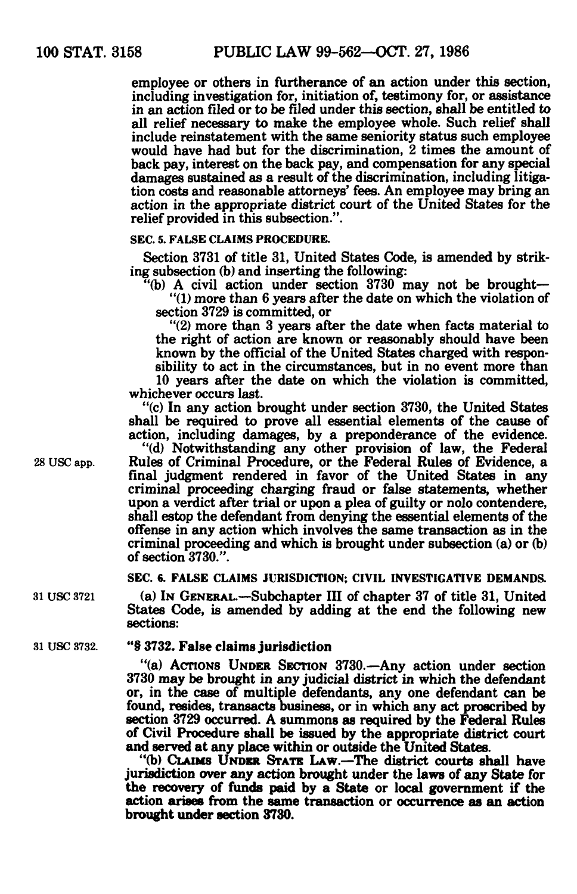employee or others in furtherance of an action under this section, including investigation for, initiation of, testimony for, or assistance in an action filed or to be filed under this section, shall be entitled to all relief necessary to make the employee whole. Such relief shall include reinstatement with the same seniority status such employee would have had but for the discrimination, 2 times the amount of back pay, interest on the back pay, and compensation for any special damages sustained as a result of the discrimination, including litigation costs and reasonable attorneys' fees. An employee may bring an action in the appropriate district court of the United States for the relief provided in this subsection.".

**SEC. 5. FALSE CLAIMS PROCEDURE.**

Section 3731 of title 31, United States Code, is amended by striking subsection (b) and inserting the following:

"(b) A civil action under section 3730 may not be brought—

"(1) more than 6 years after the date on which the violation of section 3729 is committed, or

"(2) more than 3 years after the date when facts material to the right of action are known or reasonably should have been known by the official of the United States charged with responsibility to act in the circumstances, but in no event more than 10 years after the date on which the violation is committed,

whichever occurs last.

"(c) In any action brought under section 3730, the United States shall be required to prove all essential elements of the cause of action, including damages, by a preponderance of the evidence.

28 USC app.

"(d) Notwithstanding any other provision of law, the Federal Rules of Criminal Procedure, or the Federal Rules of Evidence, a final judgment rendered in favor of the United States in any criminal proceeding charging fraud or false statements, whether upon a verdict after trial or upon a plea of guilty or nolo contendere, shall estop the defendant from denying the essential elements of the offense in any action which involves the same transaction as in the criminal proceeding and which is brought under subsection (a) or (b) of section 3730.".

**SEC. 6. FALSE CLAIMS JURISDICTION; CIVIL INVESTIGATIVE DEMANDS.**

31 USC 3721

(a) IN GENERAL.—Subchapter III of chapter 37 of title 31, United States Code, is amended by adding at the end the following new sections:

31 USC 3732.

**"§ 3732. False claims jurisdiction**

"(a) ACTIONS UNDER SECTION 3730.—Any action under section 3730 may be brought in any judicial district in which the defendant or, in the case of multiple defendants, any one defendant can be found, resides, transacts business, or in which any act proscribed by section 3729 occurred. A summons as required by the Federal Rules of Civil Procedure shall be issued by the appropriate district court and served at any place within or outside the United States.

"(b) CLAIMS UNDER STATE LAW.—The district courts shall have jurisdiction over any action brought under the laws of any State for the recovery of funds paid by a State or local government if the action arises from the same transaction or occurrence as an action brought under section 3730.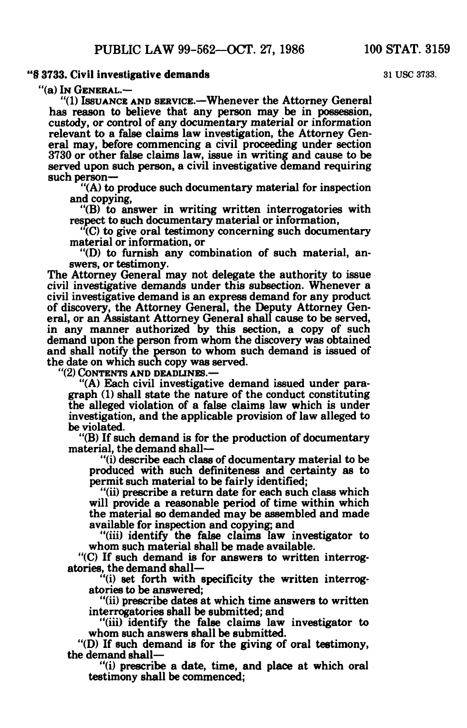"§ 3733. Civil investigative demands

31 USC 3733.

"(a) IN GENERAL.—

"(1) ISSUANCE AND SERVICE.—Whenever the Attorney General has reason to believe that any person may be in possession, custody, or control of any documentary material or information relevant to a false claims law investigation, the Attorney General may, before commencing a civil proceeding under section 3730 or other false claims law, issue in writing and cause to be served upon such person, a civil investigative demand requiring such person—

"(A) to produce such documentary material for inspection and copying,

"(B) to answer in writing written interrogatories with respect to such documentary material or information,

"(C) to give oral testimony concerning such documentary material or information, or

"(D) to furnish any combination of such material, answers, or testimony.

The Attorney General may not delegate the authority to issue civil investigative demands under this subsection. Whenever a civil investigative demand is an express demand for any product of discovery, the Attorney General, the Deputy Attorney General, or an Assistant Attorney General shall cause to be served, in any manner authorized by this section, a copy of such demand upon the person from whom the discovery was obtained and shall notify the person to whom such demand is issued of the date on which such copy was served.

"(2) CONTENTS AND DEADLINES.—

"(A) Each civil investigative demand issued under paragraph (1) shall state the nature of the conduct constituting the alleged violation of a false claims law which is under investigation, and the applicable provision of law alleged to be violated.

"(B) If such demand is for the production of documentary material, the demand shall—

"(i) describe each class of documentary material to be produced with such definiteness and certainty as to permit such material to be fairly identified;

"(ii) prescribe a return date for each such class which will provide a reasonable period of time within which the material so demanded may be assembled and made available for inspection and copying; and

"(iii) identify the false claims law investigator to whom such material shall be made available.

"(C) If such demand is for answers to written interrogatories, the demand shall—

"(i) set forth with specificity the written interrogatories to be answered;

"(ii) prescribe dates at which time answers to written interrogatories shall be submitted; and

"(iii) identify the false claims law investigator to whom such answers shall be submitted.

"(D) If such demand is for the giving of oral testimony, the demand shall—

"(i) prescribe a date, time, and place at which oral testimony shall be commenced;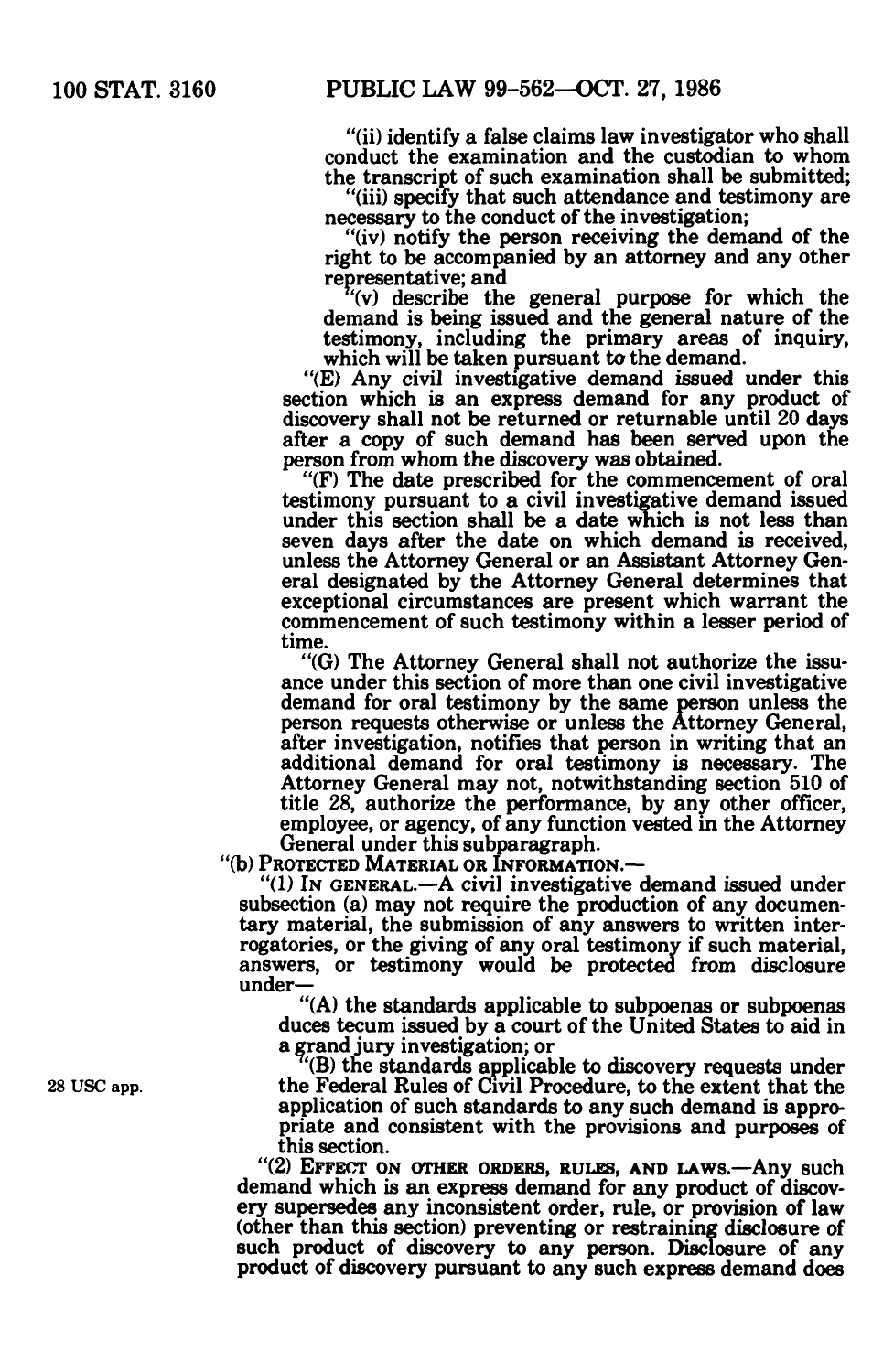"(ii) identify a false claims law investigator who shall conduct the examination and the custodian to whom the transcript of such examination shall be submitted;

"(iii) specify that such attendance and testimony are necessary to the conduct of the investigation;

"(iv) notify the person receiving the demand of the right to be accompanied by an attorney and any other representative; and

"(v) describe the general purpose for which the demand is being issued and the general nature of the testimony, including the primary areas of inquiry, which will be taken pursuant to the demand.

"(E) Any civil investigative demand issued under this section which is an express demand for any product of discovery shall not be returned or returnable until 20 days after a copy of such demand has been served upon the person from whom the discovery was obtained.

"(F) The date prescribed for the commencement of oral testimony pursuant to a civil investigative demand issued under this section shall be a date which is not less than seven days after the date on which demand is received, unless the Attorney General or an Assistant Attorney General designated by the Attorney General determines that exceptional circumstances are present which warrant the commencement of such testimony within a lesser period of time.

"(G) The Attorney General shall not authorize the issuance under this section of more than one civil investigative demand for oral testimony by the same person unless the person requests otherwise or unless the Attorney General, after investigation, notifies that person in writing that an additional demand for oral testimony is necessary. The Attorney General may not, notwithstanding section 510 of title 28, authorize the performance, by any other officer, employee, or agency, of any function vested in the Attorney General under this subparagraph.

"(b) PROTECTED MATERIAL OR INFORMATION.—

"(1) IN GENERAL.—A civil investigative demand issued under subsection (a) may not require the production of any documentary material, the submission of any answers to written interrogatories, or the giving of any oral testimony if such material, answers, or testimony would be protected from disclosure under—

"(A) the standards applicable to subpoenas or subpoenas duces tecum issued by a court of the United States to aid in a grand jury investigation; or

"(B) the standards applicable to discovery requests under the Federal Rules of Civil Procedure, to the extent that the application of such standards to any such demand is appropriate and consistent with the provisions and purposes of this section.

28 USC app.

"(2) EFFECT ON OTHER ORDERS, RULES, AND LAWS.—Any such demand which is an express demand for any product of discovery supersedes any inconsistent order, rule, or provision of law (other than this section) preventing or restraining disclosure of such product of discovery to any person. Disclosure of any product of discovery pursuant to any such express demand does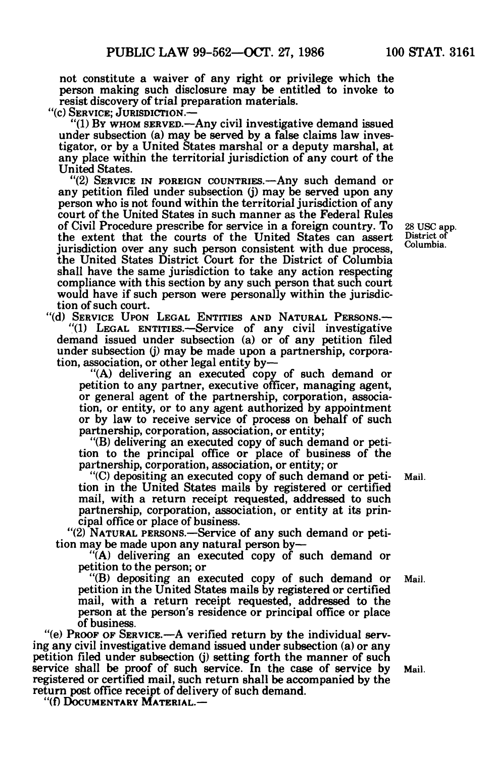not constitute a waiver of any right or privilege which the person making such disclosure may be entitled to invoke to resist discovery of trial preparation materials.

"(c) SERVICE; JURISDICTION.—

"(1) BY WHOM SERVED.—Any civil investigative demand issued under subsection (a) may be served by a false claims law investigator, or by a United States marshal or a deputy marshal, at any place within the territorial jurisdiction of any court of the United States.

"(2) SERVICE IN FOREIGN COUNTRIES.—Any such demand or any petition filed under subsection (j) may be served upon any person who is not found within the territorial jurisdiction of any court of the United States in such manner as the Federal Rules of Civil Procedure prescribe for service in a foreign country. To the extent that the courts of the United States can assert jurisdiction over any such person consistent with due process, the United States District Court for the District of Columbia shall have the same jurisdiction to take any action respecting compliance with this section by any such person that such court would have if such person were personally within the jurisdiction of such court.

28 USC app. District of Columbia.

"(d) SERVICE UPON LEGAL ENTITIES AND NATURAL PERSONS.—

"(1) LEGAL ENTITIES.—Service of any civil investigative demand issued under subsection (a) or of any petition filed under subsection (j) may be made upon a partnership, corporation, association, or other legal entity by—

"(A) delivering an executed copy of such demand or petition to any partner, executive officer, managing agent, or general agent of the partnership, corporation, association, or entity, or to any agent authorized by appointment or by law to receive service of process on behalf of such partnership, corporation, association, or entity;

"(B) delivering an executed copy of such demand or petition to the principal office or place of business of the partnership, corporation, association, or entity; or

"(C) depositing an executed copy of such demand or petition in the United States mails by registered or certified mail, with a return receipt requested, addressed to such partnership, corporation, association, or entity at its principal office or place of business.

Mail.

"(2) NATURAL PERSONS.—Service of any such demand or petition may be made upon any natural person by—

"(A) delivering an executed copy of such demand or petition to the person; or

"(B) depositing an executed copy of such demand or petition in the United States mails by registered or certified mail, with a return receipt requested, addressed to the person at the person's residence or principal office or place of business.

Mail.

"(e) PROOF OF SERVICE.—A verified return by the individual serving any civil investigative demand issued under subsection (a) or any petition filed under subsection (j) setting forth the manner of such service shall be proof of such service. In the case of service by registered or certified mail, such return shall be accompanied by the return post office receipt of delivery of such demand.

Mail.

"(f) DOCUMENTARY MATERIAL.—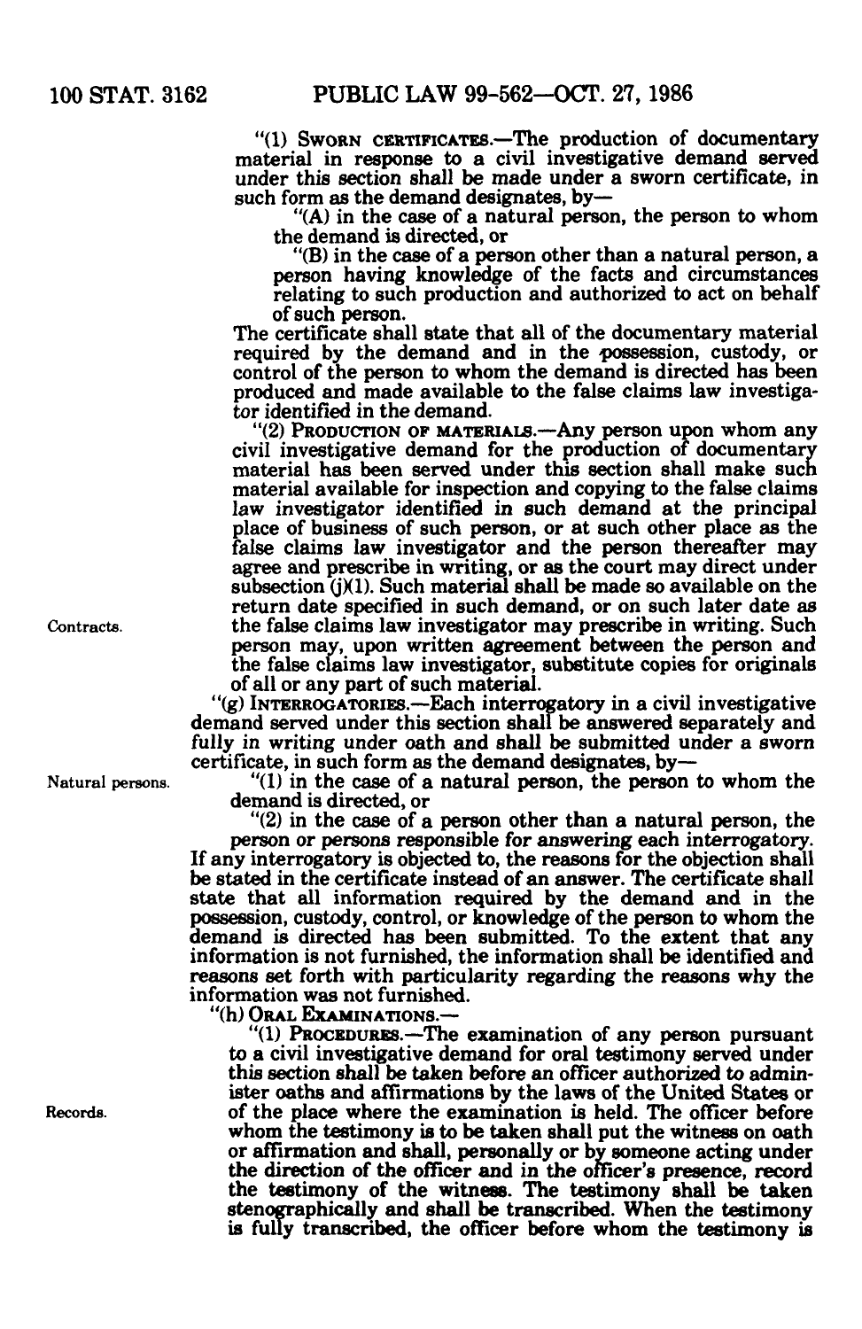"(1) SWORN CERTIFICATES.—The production of documentary material in response to a civil investigative demand served under this section shall be made under a sworn certificate, in such form as the demand designates, by—

"(A) in the case of a natural person, the person to whom the demand is directed, or

"(B) in the case of a person other than a natural person, a person having knowledge of the facts and circumstances relating to such production and authorized to act on behalf of such person.

The certificate shall state that all of the documentary material required by the demand and in the possession, custody, or control of the person to whom the demand is directed has been produced and made available to the false claims law investigator identified in the demand.

"(2) PRODUCTION OF MATERIALS.—Any person upon whom any civil investigative demand for the production of documentary material has been served under this section shall make such material available for inspection and copying to the false claims law investigator identified in such demand at the principal place of business of such person, or at such other place as the false claims law investigator and the person thereafter may agree and prescribe in writing, or as the court may direct under subsection (j)(1). Such material shall be made so available on the return date specified in such demand, or on such later date as the false claims law investigator may prescribe in writing. Such person may, upon written agreement between the person and the false claims law investigator, substitute copies for originals of all or any part of such material.

Contracts.

"(g) INTERROGATORIES.—Each interrogatory in a civil investigative demand served under this section shall be answered separately and fully in writing under oath and shall be submitted under a sworn certificate, in such form as the demand designates, by—

Natural persons.

"(1) in the case of a natural person, the person to whom the demand is directed, or

"(2) in the case of a person other than a natural person, the person or persons responsible for answering each interrogatory.

If any interrogatory is objected to, the reasons for the objection shall be stated in the certificate instead of an answer. The certificate shall state that all information required by the demand and in the possession, custody, control, or knowledge of the person to whom the demand is directed has been submitted. To the extent that any information is not furnished, the information shall be identified and reasons set forth with particularity regarding the reasons why the information was not furnished.

"(h) ORAL EXAMINATIONS.—

"(1) PROCEDURES.—The examination of any person pursuant to a civil investigative demand for oral testimony served under this section shall be taken before an officer authorized to administer oaths and affirmations by the laws of the United States or of the place where the examination is held. The officer before whom the testimony is to be taken shall put the witness on oath or affirmation and shall, personally or by someone acting under the direction of the officer and in the officer's presence, record the testimony of the witness. The testimony shall be taken stenographically and shall be transcribed. When the testimony is fully transcribed, the officer before whom the testimony is

Records.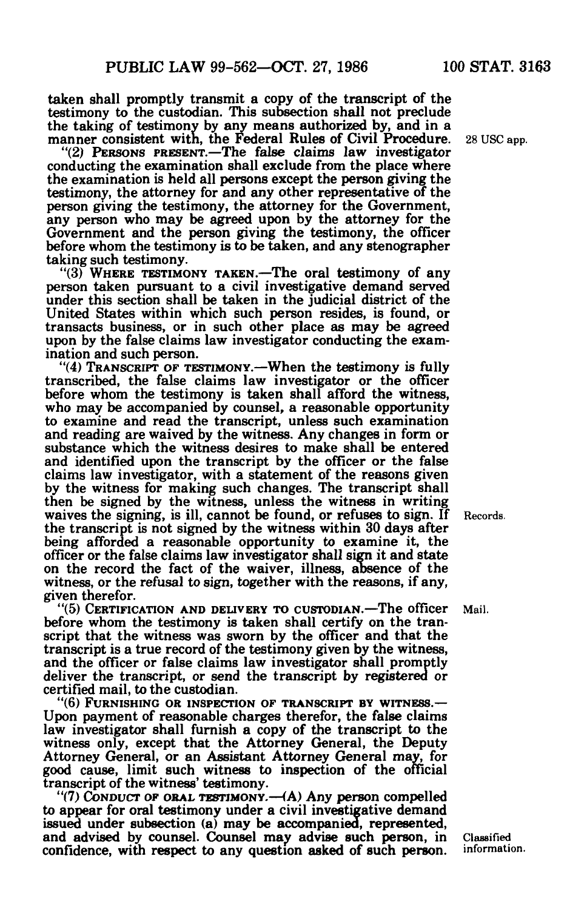taken shall promptly transmit a copy of the transcript of the testimony to the custodian. This subsection shall not preclude the taking of testimony by any means authorized by, and in a manner consistent with, the Federal Rules of Civil Procedure.

28 USC app.

"(2) PERSONS PRESENT.—The false claims law investigator conducting the examination shall exclude from the place where the examination is held all persons except the person giving the testimony, the attorney for and any other representative of the person giving the testimony, the attorney for the Government, any person who may be agreed upon by the attorney for the Government and the person giving the testimony, the officer before whom the testimony is to be taken, and any stenographer taking such testimony.

"(3) WHERE TESTIMONY TAKEN.—The oral testimony of any person taken pursuant to a civil investigative demand served under this section shall be taken in the judicial district of the United States within which such person resides, is found, or transacts business, or in such other place as may be agreed upon by the false claims law investigator conducting the examination and such person.

"(4) TRANSCRIPT OF TESTIMONY.—When the testimony is fully transcribed, the false claims law investigator or the officer before whom the testimony is taken shall afford the witness, who may be accompanied by counsel, a reasonable opportunity to examine and read the transcript, unless such examination and reading are waived by the witness. Any changes in form or substance which the witness desires to make shall be entered and identified upon the transcript by the officer or the false claims law investigator, with a statement of the reasons given by the witness for making such changes. The transcript shall then be signed by the witness, unless the witness in writing waives the signing, is ill, cannot be found, or refuses to sign. If the transcript is not signed by the witness within 30 days after being afforded a reasonable opportunity to examine it, the officer or the false claims law investigator shall sign it and state on the record the fact of the waiver, illness, absence of the witness, or the refusal to sign, together with the reasons, if any, given therefor.

Records.

"(5) CERTIFICATION AND DELIVERY TO CUSTODIAN.—The officer before whom the testimony is taken shall certify on the transcript that the witness was sworn by the officer and that the transcript is a true record of the testimony given by the witness, and the officer or false claims law investigator shall promptly deliver the transcript, or send the transcript by registered or certified mail, to the custodian.

Mail.

"(6) FURNISHING OR INSPECTION OF TRANSCRIPT BY WITNESS.—Upon payment of reasonable charges therefor, the false claims law investigator shall furnish a copy of the transcript to the witness only, except that the Attorney General, the Deputy Attorney General, or an Assistant Attorney General may, for good cause, limit such witness to inspection of the official transcript of the witness' testimony.

"(7) CONDUCT OF ORAL TESTIMONY.—(A) Any person compelled to appear for oral testimony under a civil investigative demand issued under subsection (a) may be accompanied, represented, and advised by counsel. Counsel may advise such person, in confidence, with respect to any question asked of such person.

Classified information.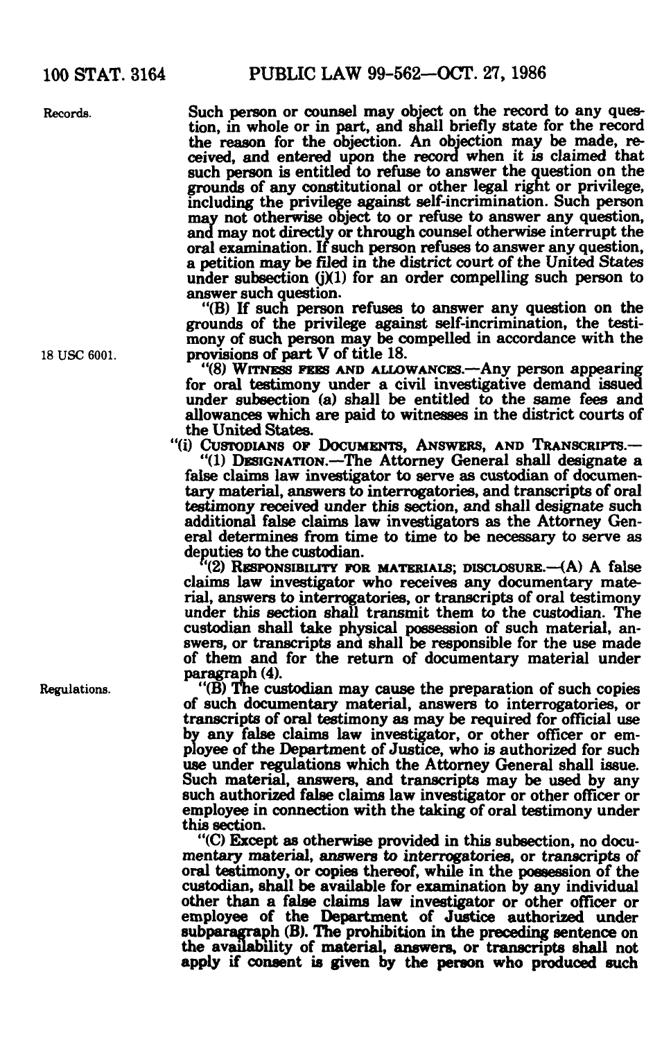Such person or counsel may object on the record to any question, in whole or in part, and shall briefly state for the record the reason for the objection. An objection may be made, received, and entered upon the record when it is claimed that such person is entitled to refuse to answer the question on the grounds of any constitutional or other legal right or privilege, including the privilege against self-incrimination. Such person may not otherwise object to or refuse to answer any question, and may not directly or through counsel otherwise interrupt the oral examination. If such person refuses to answer any question, a petition may be filed in the district court of the United States under subsection (j)(1) for an order compelling such person to answer such question.

"(B) If such person refuses to answer any question on the grounds of the privilege against self-incrimination, the testimony of such person may be compelled in accordance with the provisions of part V of title 18.

"(8) WITNESS FEES AND ALLOWANCES.—Any person appearing for oral testimony under a civil investigative demand issued under subsection (a) shall be entitled to the same fees and allowances which are paid to witnesses in the district courts of the United States.

"(i) CUSTODIANS OF DOCUMENTS, ANSWERS, AND TRANSCRIPTS.—

"(1) DESIGNATION.—The Attorney General shall designate a false claims law investigator to serve as custodian of documentary material, answers to interrogatories, and transcripts of oral testimony received under this section, and shall designate such additional false claims law investigators as the Attorney General determines from time to time to be necessary to serve as deputies to the custodian.

"(2) RESPONSIBILITY FOR MATERIALS; DISCLOSURE.—(A) A false claims law investigator who receives any documentary material, answers to interrogatories, or transcripts of oral testimony under this section shall transmit them to the custodian. The custodian shall take physical possession of such material, answers, or transcripts and shall be responsible for the use made of them and for the return of documentary material under paragraph (4).

"(B) The custodian may cause the preparation of such copies of such documentary material, answers to interrogatories, or transcripts of oral testimony as may be required for official use by any false claims law investigator, or other officer or employee of the Department of Justice, who is authorized for such use under regulations which the Attorney General shall issue. Such material, answers, and transcripts may be used by any such authorized false claims law investigator or other officer or employee in connection with the taking of oral testimony under this section.

"(C) Except as otherwise provided in this subsection, no documentary material, answers to interrogatories, or transcripts of oral testimony, or copies thereof, while in the possession of the custodian, shall be available for examination by any individual other than a false claims law investigator or other officer or employee of the Department of Justice authorized under subparagraph (B). The prohibition in the preceding sentence on the availability of material, answers, or transcripts shall not apply if consent is given by the person who produced such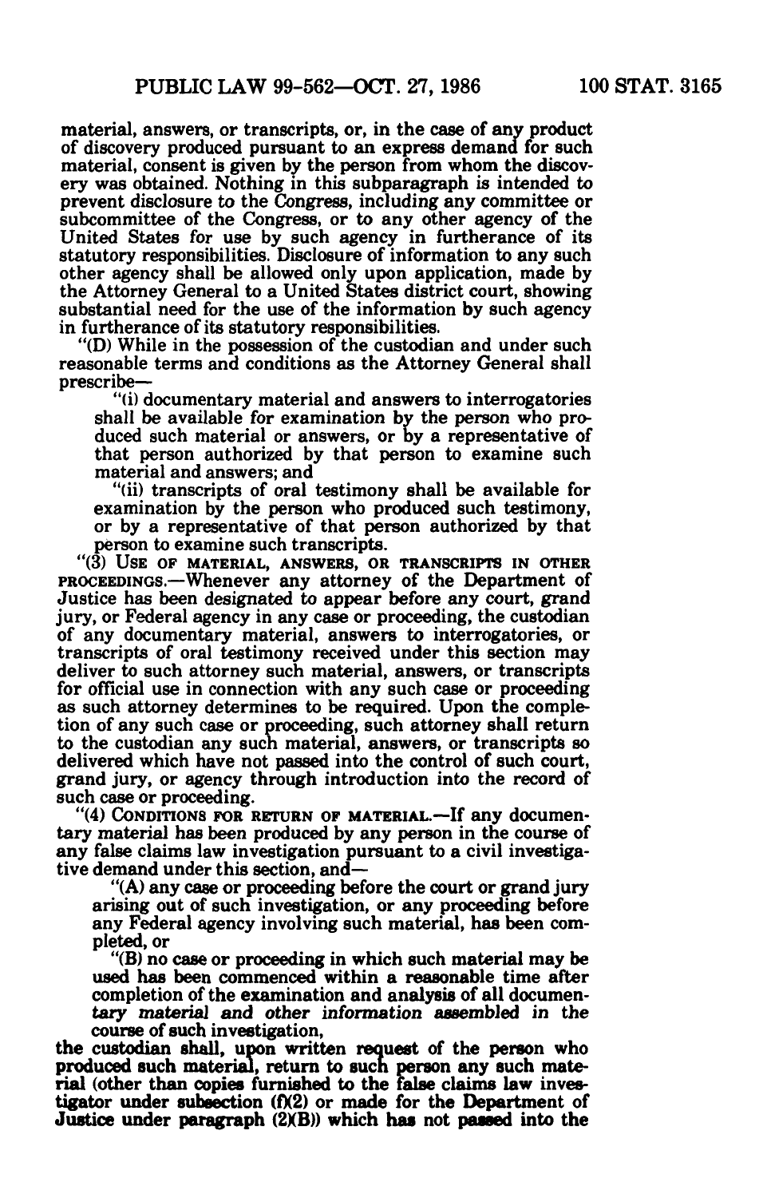material, answers, or transcripts, or, in the case of any product of discovery produced pursuant to an express demand for such material, consent is given by the person from whom the discovery was obtained. Nothing in this subparagraph is intended to prevent disclosure to the Congress, including any committee or subcommittee of the Congress, or to any other agency of the United States for use by such agency in furtherance of its statutory responsibilities. Disclosure of information to any such other agency shall be allowed only upon application, made by the Attorney General to a United States district court, showing substantial need for the use of the information by such agency in furtherance of its statutory responsibilities.

"(D) While in the possession of the custodian and under such reasonable terms and conditions as the Attorney General shall prescribe—

"(i) documentary material and answers to interrogatories shall be available for examination by the person who produced such material or answers, or by a representative of that person authorized by that person to examine such material and answers; and

"(ii) transcripts of oral testimony shall be available for examination by the person who produced such testimony, or by a representative of that person authorized by that person to examine such transcripts.

"(3) USE OF MATERIAL, ANSWERS, OR TRANSCRIPTS IN OTHER PROCEEDINGS.—Whenever any attorney of the Department of Justice has been designated to appear before any court, grand jury, or Federal agency in any case or proceeding, the custodian of any documentary material, answers to interrogatories, or transcripts of oral testimony received under this section may deliver to such attorney such material, answers, or transcripts for official use in connection with any such case or proceeding as such attorney determines to be required. Upon the completion of any such case or proceeding, such attorney shall return to the custodian any such material, answers, or transcripts so delivered which have not passed into the control of such court, grand jury, or agency through introduction into the record of such case or proceeding.

"(4) CONDITIONS FOR RETURN OF MATERIAL.—If any documentary material has been produced by any person in the course of any false claims law investigation pursuant to a civil investigative demand under this section, and—

"(A) any case or proceeding before the court or grand jury arising out of such investigation, or any proceeding before any Federal agency involving such material, has been completed, or

"(B) no case or proceeding in which such material may be used has been commenced within a reasonable time after completion of the examination and analysis of all documentary material and other information assembled in the course of such investigation,

the custodian shall, upon written request of the person who produced such material, return to such person any such material (other than copies furnished to the false claims law investigator under subsection (f)(2) or made for the Department of Justice under paragraph (2)(B)) which has not passed into the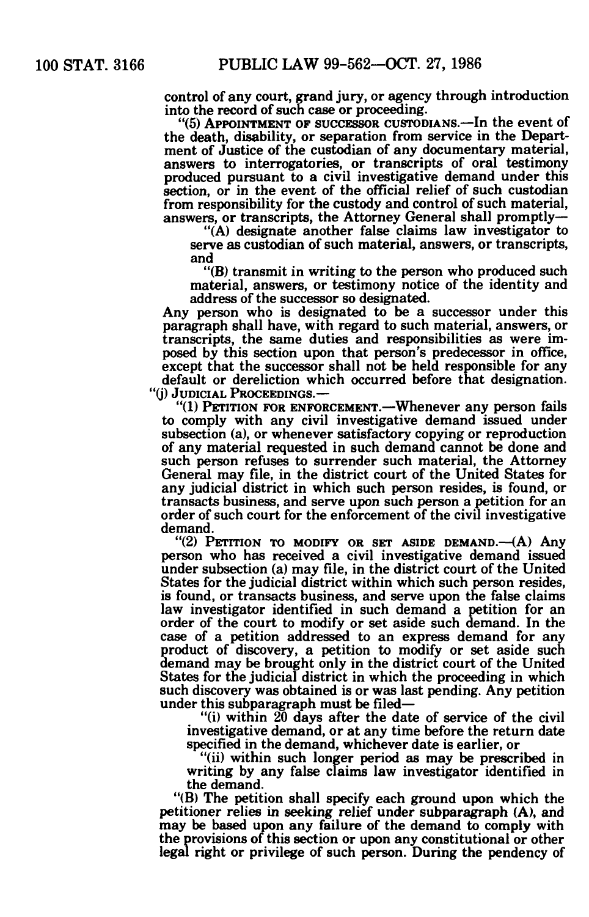control of any court, grand jury, or agency through introduction into the record of such case or proceeding.

"(5) APPOINTMENT OF SUCCESSOR CUSTODIANS.—In the event of the death, disability, or separation from service in the Department of Justice of the custodian of any documentary material, answers to interrogatories, or transcripts of oral testimony produced pursuant to a civil investigative demand under this section, or in the event of the official relief of such custodian from responsibility for the custody and control of such material, answers, or transcripts, the Attorney General shall promptly—

"(A) designate another false claims law investigator to serve as custodian of such material, answers, or transcripts, and

"(B) transmit in writing to the person who produced such material, answers, or testimony notice of the identity and address of the successor so designated.

Any person who is designated to be a successor under this paragraph shall have, with regard to such material, answers, or transcripts, the same duties and responsibilities as were imposed by this section upon that person's predecessor in office, except that the successor shall not be held responsible for any default or dereliction which occurred before that designation.

"(j) JUDICIAL PROCEEDINGS.—

"(1) PETITION FOR ENFORCEMENT.—Whenever any person fails to comply with any civil investigative demand issued under subsection (a), or whenever satisfactory copying or reproduction of any material requested in such demand cannot be done and such person refuses to surrender such material, the Attorney General may file, in the district court of the United States for any judicial district in which such person resides, is found, or transacts business, and serve upon such person a petition for an order of such court for the enforcement of the civil investigative demand.

"(2) PETITION TO MODIFY OR SET ASIDE DEMAND.—(A) Any person who has received a civil investigative demand issued under subsection (a) may file, in the district court of the United States for the judicial district within which such person resides, is found, or transacts business, and serve upon the false claims law investigator identified in such demand a petition for an order of the court to modify or set aside such demand. In the case of a petition addressed to an express demand for any product of discovery, a petition to modify or set aside such demand may be brought only in the district court of the United States for the judicial district in which the proceeding in which such discovery was obtained is or was last pending. Any petition under this subparagraph must be filed—

"(i) within 20 days after the date of service of the civil investigative demand, or at any time before the return date specified in the demand, whichever date is earlier, or

"(ii) within such longer period as may be prescribed in writing by any false claims law investigator identified in the demand.

"(B) The petition shall specify each ground upon which the petitioner relies in seeking relief under subparagraph (A), and may be based upon any failure of the demand to comply with the provisions of this section or upon any constitutional or other legal right or privilege of such person. During the pendency of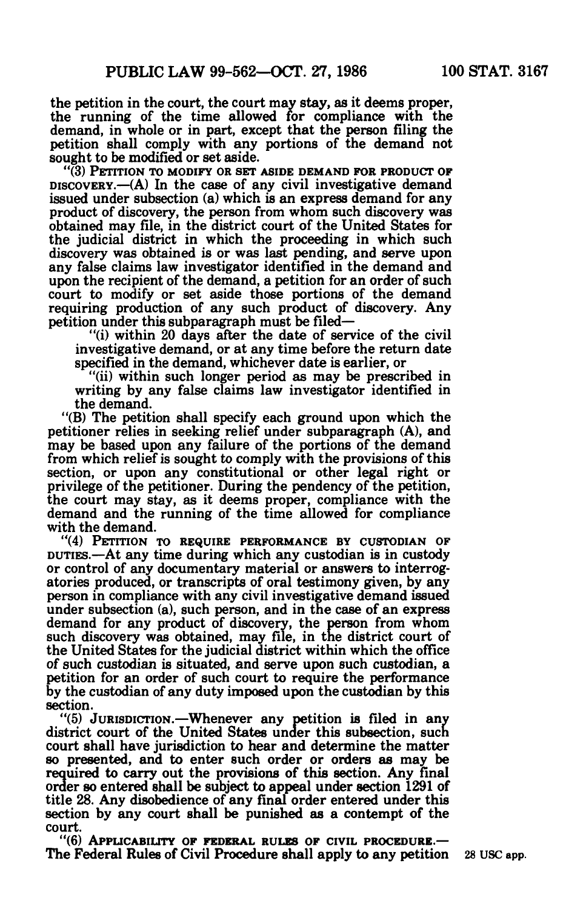the petition in the court, the court may stay, as it deems proper, the running of the time allowed for compliance with the demand, in whole or in part, except that the person filing the petition shall comply with any portions of the demand not sought to be modified or set aside.

"(3) PETITION TO MODIFY OR SET ASIDE DEMAND FOR PRODUCT OF DISCOVERY.—(A) In the case of any civil investigative demand issued under subsection (a) which is an express demand for any product of discovery, the person from whom such discovery was obtained may file, in the district court of the United States for the judicial district in which the proceeding in which such discovery was obtained is or was last pending, and serve upon any false claims law investigator identified in the demand and upon the recipient of the demand, a petition for an order of such court to modify or set aside those portions of the demand requiring production of any such product of discovery. Any petition under this subparagraph must be filed—

"(i) within 20 days after the date of service of the civil investigative demand, or at any time before the return date specified in the demand, whichever date is earlier, or

"(ii) within such longer period as may be prescribed in writing by any false claims law investigator identified in the demand.

"(B) The petition shall specify each ground upon which the petitioner relies in seeking relief under subparagraph (A), and may be based upon any failure of the portions of the demand from which relief is sought to comply with the provisions of this section, or upon any constitutional or other legal right or privilege of the petitioner. During the pendency of the petition, the court may stay, as it deems proper, compliance with the demand and the running of the time allowed for compliance with the demand.

"(4) PETITION TO REQUIRE PERFORMANCE BY CUSTODIAN OF DUTIES.—At any time during which any custodian is in custody or control of any documentary material or answers to interrogatories produced, or transcripts of oral testimony given, by any person in compliance with any civil investigative demand issued under subsection (a), such person, and in the case of an express demand for any product of discovery, the person from whom such discovery was obtained, may file, in the district court of the United States for the judicial district within which the office of such custodian is situated, and serve upon such custodian, a petition for an order of such court to require the performance by the custodian of any duty imposed upon the custodian by this section.

"(5) JURISDICTION.—Whenever any petition is filed in any district court of the United States under this subsection, such court shall have jurisdiction to hear and determine the matter so presented, and to enter such order or orders as may be required to carry out the provisions of this section. Any final order so entered shall be subject to appeal under section 1291 of title 28. Any disobedience of any final order entered under this section by any court shall be punished as a contempt of the court.

"(6) APPLICABILITY OF FEDERAL RULES OF CIVIL PROCEDURE.—The Federal Rules of Civil Procedure shall apply to any petition

28 USC app.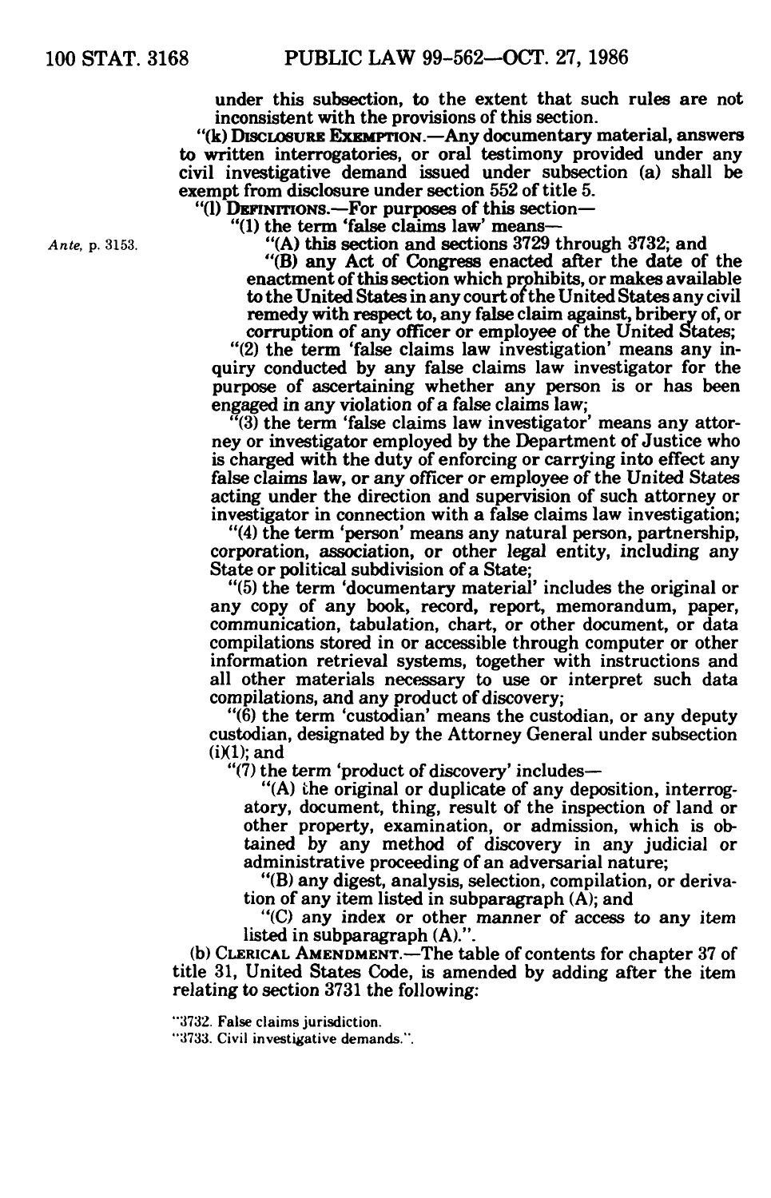under this subsection, to the extent that such rules are not inconsistent with the provisions of this section.

"(k) **Disclosure Exemption.**—Any documentary material, answers to written interrogatories, or oral testimony provided under any civil investigative demand issued under subsection (a) shall be exempt from disclosure under section 552 of title 5.

"(l) **Definitions.**—For purposes of this section—

"(1) the term 'false claims law' means—

*Ante*, p. 3153.

"(A) this section and sections 3729 through 3732; and

"(B) any Act of Congress enacted after the date of the enactment of this section which prohibits, or makes available to the United States in any court of the United States any civil remedy with respect to, any false claim against, bribery of, or corruption of any officer or employee of the United States;

"(2) the term 'false claims law investigation' means any inquiry conducted by any false claims law investigator for the purpose of ascertaining whether any person is or has been engaged in any violation of a false claims law;

"(3) the term 'false claims law investigator' means any attorney or investigator employed by the Department of Justice who is charged with the duty of enforcing or carrying into effect any false claims law, or any officer or employee of the United States acting under the direction and supervision of such attorney or investigator in connection with a false claims law investigation;

"(4) the term 'person' means any natural person, partnership, corporation, association, or other legal entity, including any State or political subdivision of a State;

"(5) the term 'documentary material' includes the original or any copy of any book, record, report, memorandum, paper, communication, tabulation, chart, or other document, or data compilations stored in or accessible through computer or other information retrieval systems, together with instructions and all other materials necessary to use or interpret such data compilations, and any product of discovery;

"(6) the term 'custodian' means the custodian, or any deputy custodian, designated by the Attorney General under subsection (i)(1); and

"(7) the term 'product of discovery' includes—

"(A) the original or duplicate of any deposition, interrogatory, document, thing, result of the inspection of land or other property, examination, or admission, which is obtained by any method of discovery in any judicial or administrative proceeding of an adversarial nature;

"(B) any digest, analysis, selection, compilation, or derivation of any item listed in subparagraph (A); and

"(C) any index or other manner of access to any item listed in subparagraph (A).".

(b) **Clerical Amendment.**—The table of contents for chapter 37 of title 31, United States Code, is amended by adding after the item relating to section 3731 the following:

"3732. False claims jurisdiction.
"3733. Civil investigative demands.".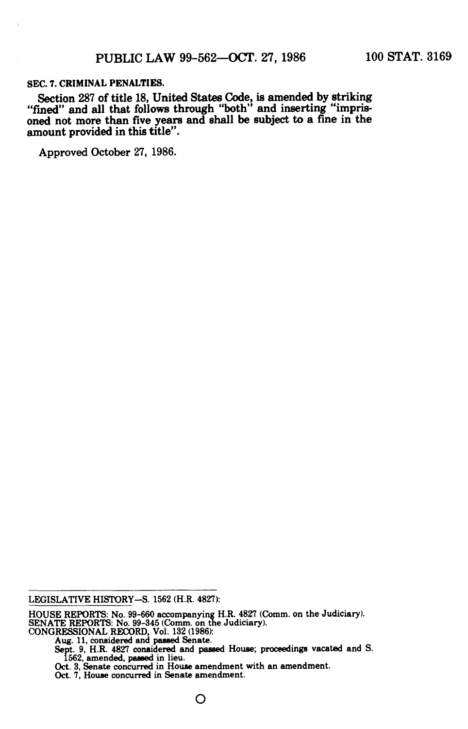**SEC. 7. CRIMINAL PENALTIES.**

Section 287 of title 18, United States Code, is amended by striking "fined" and all that follows through "both" and inserting "imprisoned not more than five years and shall be subject to a fine in the amount provided in this title".

Approved October 27, 1986.

---

LEGISLATIVE HISTORY—S. 1562 (H.R. 4827):

HOUSE REPORTS: No. 99-660 accompanying H.R. 4827 (Comm. on the Judiciary).
SENATE REPORTS: No. 99-345 (Comm. on the Judiciary).
CONGRESSIONAL RECORD, Vol. 132 (1986):
- Aug. 11, considered and passed Senate.
- Sept. 9, H.R. 4827 considered and passed House; proceedings vacated and S. 1562, amended, passed in lieu.
- Oct. 3, Senate concurred in House amendment with an amendment.
- Oct. 7, House concurred in Senate amendment.

O